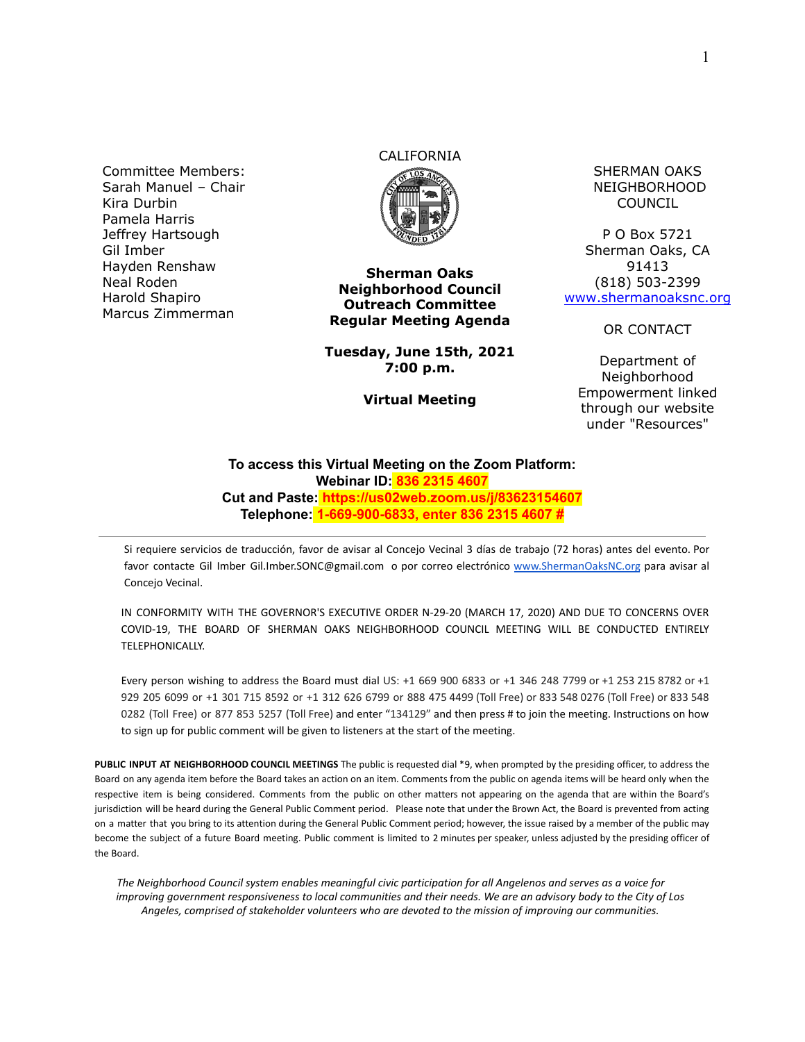Committee Members:
Sarah Manuel – Chair
Kira Durbin
Pamela Harris
Jeffrey Hartsough
Gil Imber
Hayden Renshaw
Neal Roden
Harold Shapiro
Marcus Zimmerman

CALIFORNIA

**Sherman Oaks Neighborhood Council Outreach Committee Regular Meeting Agenda**

**Tuesday, June 15th, 2021**
**7:00 p.m.**

**Virtual Meeting**

SHERMAN OAKS NEIGHBORHOOD COUNCIL

P O Box 5721
Sherman Oaks, CA 91413
(818) 503-2399
[www.shermanoaksnc.org](http://www.shermanoaksnc.org)

OR CONTACT

Department of Neighborhood Empowerment linked through our website under "Resources"

**To access this Virtual Meeting on the Zoom Platform:**
**Webinar ID: 836 2315 4607**
**Cut and Paste: https://us02web.zoom.us/j/83623154607**
**Telephone: 1-669-900-6833, enter 836 2315 4607 #**

---

Si requiere servicios de traducción, favor de avisar al Concejo Vecinal 3 días de trabajo (72 horas) antes del evento. Por favor contacte Gil Imber Gil.Imber.SONC@gmail.com o por correo electrónico [www.ShermanOaksNC.org](http://www.ShermanOaksNC.org) para avisar al Concejo Vecinal.

IN CONFORMITY WITH THE GOVERNOR'S EXECUTIVE ORDER N-29-20 (MARCH 17, 2020) AND DUE TO CONCERNS OVER COVID-19, THE BOARD OF SHERMAN OAKS NEIGHBORHOOD COUNCIL MEETING WILL BE CONDUCTED ENTIRELY TELEPHONICALLY.

Every person wishing to address the Board must dial US: +1 669 900 6833 or +1 346 248 7799 or +1 253 215 8782 or +1 929 205 6099 or +1 301 715 8592 or +1 312 626 6799 or 888 475 4499 (Toll Free) or 833 548 0276 (Toll Free) or 833 548 0282 (Toll Free) or 877 853 5257 (Toll Free) and enter "134129" and then press # to join the meeting. Instructions on how to sign up for public comment will be given to listeners at the start of the meeting.

**PUBLIC INPUT AT NEIGHBORHOOD COUNCIL MEETINGS** The public is requested dial *9, when prompted by the presiding officer, to address the Board on any agenda item before the Board takes an action on an item. Comments from the public on agenda items will be heard only when the respective item is being considered. Comments from the public on other matters not appearing on the agenda that are within the Board's jurisdiction will be heard during the General Public Comment period. Please note that under the Brown Act, the Board is prevented from acting on a matter that you bring to its attention during the General Public Comment period; however, the issue raised by a member of the public may become the subject of a future Board meeting. Public comment is limited to 2 minutes per speaker, unless adjusted by the presiding officer of the Board.

*The Neighborhood Council system enables meaningful civic participation for all Angelenos and serves as a voice for improving government responsiveness to local communities and their needs. We are an advisory body to the City of Los Angeles, comprised of stakeholder volunteers who are devoted to the mission of improving our communities.*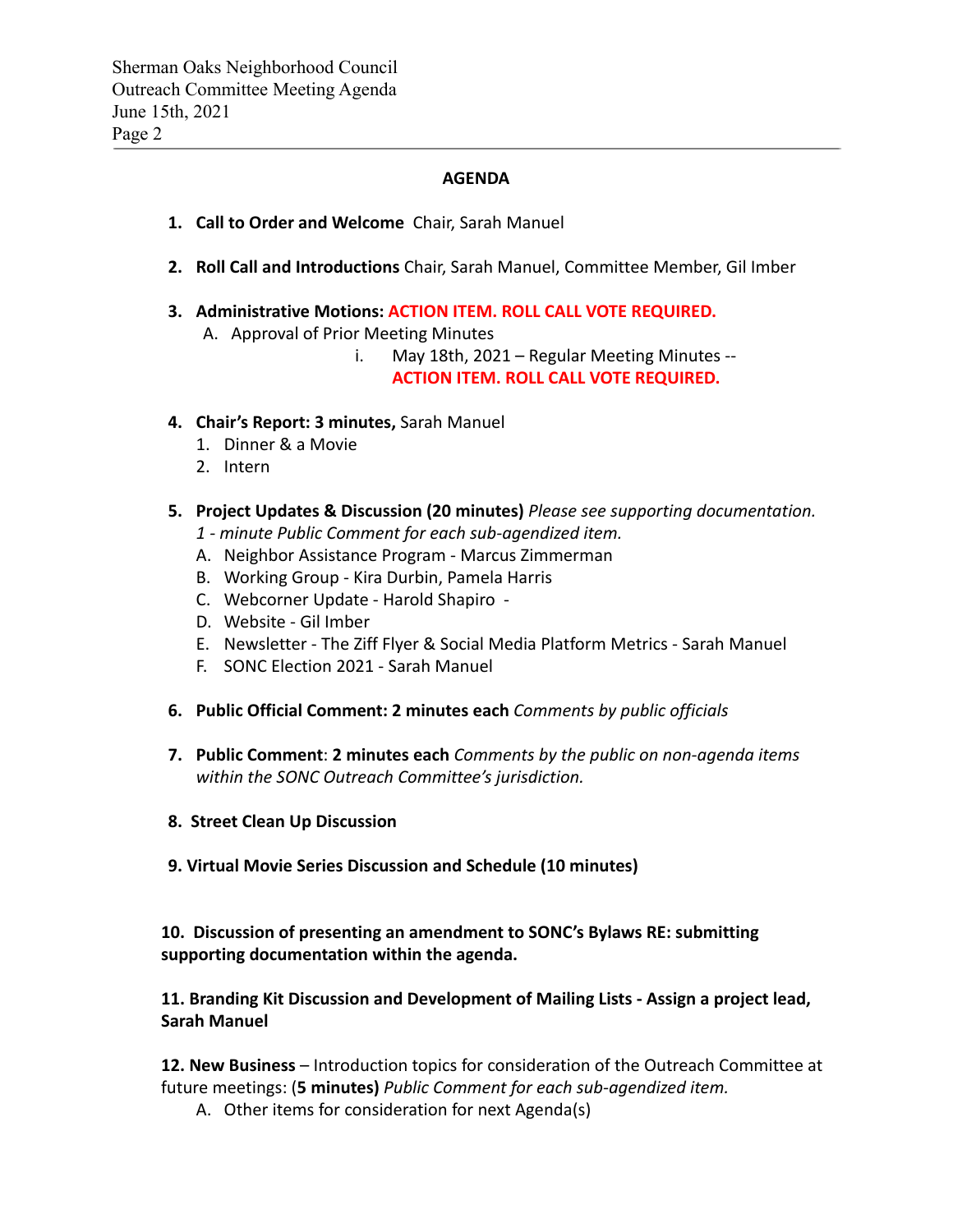## AGENDA

1. **Call to Order and Welcome** Chair, Sarah Manuel

2. **Roll Call and Introductions** Chair, Sarah Manuel, Committee Member, Gil Imber

3. **Administrative Motions: ACTION ITEM. ROLL CALL VOTE REQUIRED.**
   - A. Approval of Prior Meeting Minutes
     - i. May 18th, 2021 – Regular Meeting Minutes -- **ACTION ITEM. ROLL CALL VOTE REQUIRED.**

4. **Chair's Report: 3 minutes,** Sarah Manuel
   1. Dinner & a Movie
   2. Intern

5. **Project Updates & Discussion (20 minutes)** *Please see supporting documentation. 1 - minute Public Comment for each sub-agendized item.*
   - A. Neighbor Assistance Program - Marcus Zimmerman
   - B. Working Group - Kira Durbin, Pamela Harris
   - C. Webcorner Update - Harold Shapiro -
   - D. Website - Gil Imber
   - E. Newsletter - The Ziff Flyer & Social Media Platform Metrics - Sarah Manuel
   - F. SONC Election 2021 - Sarah Manuel

6. **Public Official Comment: 2 minutes each** *Comments by public officials*

7. **Public Comment**: **2 minutes each** *Comments by the public on non-agenda items within the SONC Outreach Committee's jurisdiction.*

8. **Street Clean Up Discussion**

9. **Virtual Movie Series Discussion and Schedule (10 minutes)**

10. **Discussion of presenting an amendment to SONC's Bylaws RE: submitting supporting documentation within the agenda.**

11. **Branding Kit Discussion and Development of Mailing Lists - Assign a project lead, Sarah Manuel**

12. **New Business** – Introduction topics for consideration of the Outreach Committee at future meetings: (**5 minutes)** *Public Comment for each sub-agendized item.*
    - A. Other items for consideration for next Agenda(s)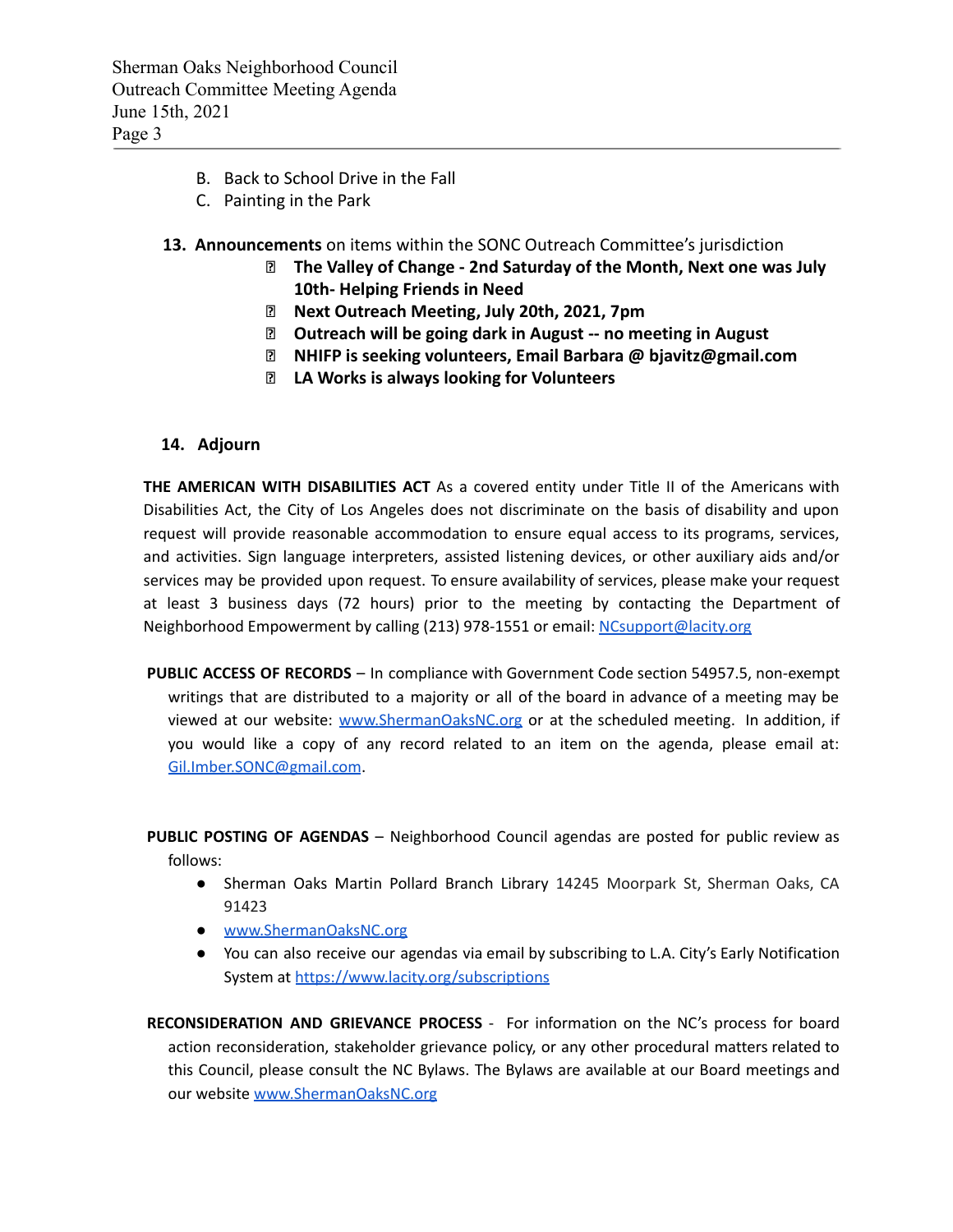B. Back to School Drive in the Fall
C. Painting in the Park

13. **Announcements** on items within the SONC Outreach Committee's jurisdiction
    - **The Valley of Change - 2nd Saturday of the Month, Next one was July 10th- Helping Friends in Need**
    - **Next Outreach Meeting, July 20th, 2021, 7pm**
    - **Outreach will be going dark in August -- no meeting in August**
    - **NHIFP is seeking volunteers, Email Barbara @ bjavitz@gmail.com**
    - **LA Works is always looking for Volunteers**

14. **Adjourn**

**THE AMERICAN WITH DISABILITIES ACT** As a covered entity under Title II of the Americans with Disabilities Act, the City of Los Angeles does not discriminate on the basis of disability and upon request will provide reasonable accommodation to ensure equal access to its programs, services, and activities. Sign language interpreters, assisted listening devices, or other auxiliary aids and/or services may be provided upon request. To ensure availability of services, please make your request at least 3 business days (72 hours) prior to the meeting by contacting the Department of Neighborhood Empowerment by calling (213) 978-1551 or email: NCsupport@lacity.org

**PUBLIC ACCESS OF RECORDS** – In compliance with Government Code section 54957.5, non-exempt writings that are distributed to a majority or all of the board in advance of a meeting may be viewed at our website: www.ShermanOaksNC.org or at the scheduled meeting. In addition, if you would like a copy of any record related to an item on the agenda, please email at: Gil.Imber.SONC@gmail.com.

**PUBLIC POSTING OF AGENDAS** – Neighborhood Council agendas are posted for public review as follows:

- Sherman Oaks Martin Pollard Branch Library 14245 Moorpark St, Sherman Oaks, CA 91423
- www.ShermanOaksNC.org
- You can also receive our agendas via email by subscribing to L.A. City's Early Notification System at https://www.lacity.org/subscriptions

**RECONSIDERATION AND GRIEVANCE PROCESS** - For information on the NC's process for board action reconsideration, stakeholder grievance policy, or any other procedural matters related to this Council, please consult the NC Bylaws. The Bylaws are available at our Board meetings and our website www.ShermanOaksNC.org